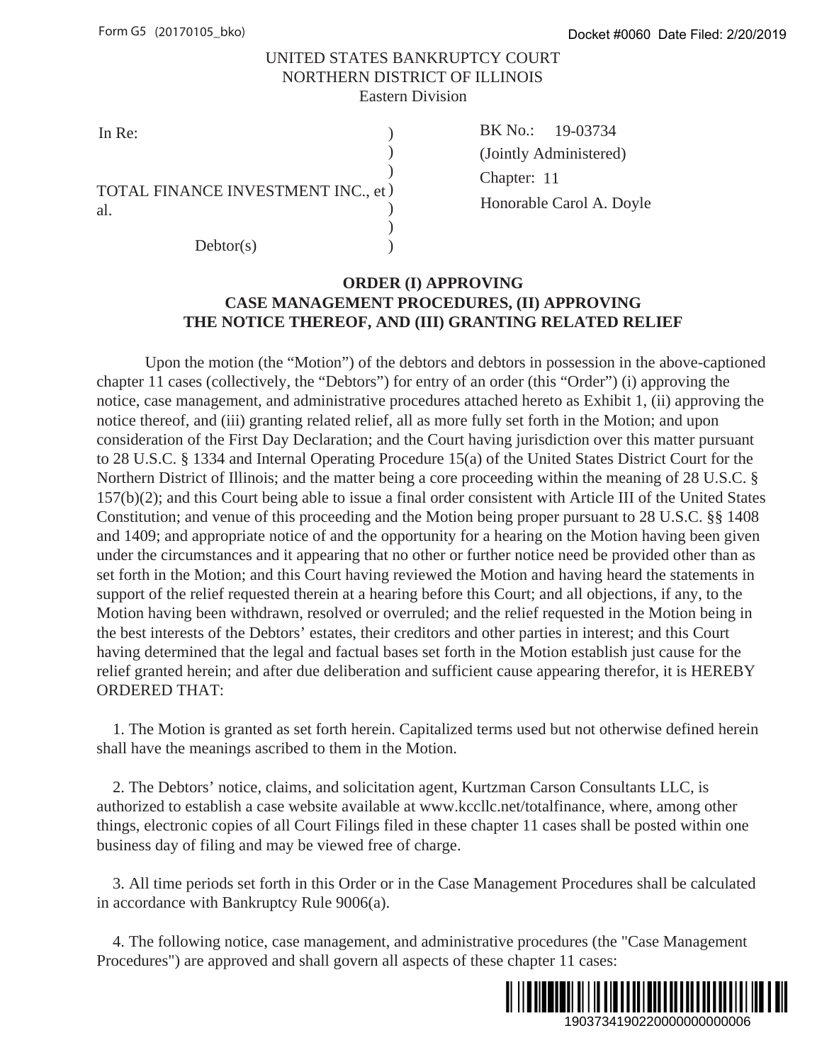Form G5 (20170105_bko)

Docket #0060 Date Filed: 2/20/2019

UNITED STATES BANKRUPTCY COURT
NORTHERN DISTRICT OF ILLINOIS
Eastern Division

| | |
|---|---|
| In Re: TOTAL FINANCE INVESTMENT INC., et al. Debtor(s) | BK No.: 19-03734 (Jointly Administered) Chapter: 11 Honorable Carol A. Doyle |

**ORDER (I) APPROVING CASE MANAGEMENT PROCEDURES, (II) APPROVING THE NOTICE THEREOF, AND (III) GRANTING RELATED RELIEF**

Upon the motion (the "Motion") of the debtors and debtors in possession in the above-captioned chapter 11 cases (collectively, the "Debtors") for entry of an order (this "Order") (i) approving the notice, case management, and administrative procedures attached hereto as Exhibit 1, (ii) approving the notice thereof, and (iii) granting related relief, all as more fully set forth in the Motion; and upon consideration of the First Day Declaration; and the Court having jurisdiction over this matter pursuant to 28 U.S.C. § 1334 and Internal Operating Procedure 15(a) of the United States District Court for the Northern District of Illinois; and the matter being a core proceeding within the meaning of 28 U.S.C. § 157(b)(2); and this Court being able to issue a final order consistent with Article III of the United States Constitution; and venue of this proceeding and the Motion being proper pursuant to 28 U.S.C. §§ 1408 and 1409; and appropriate notice of and the opportunity for a hearing on the Motion having been given under the circumstances and it appearing that no other or further notice need be provided other than as set forth in the Motion; and this Court having reviewed the Motion and having heard the statements in support of the relief requested therein at a hearing before this Court; and all objections, if any, to the Motion having been withdrawn, resolved or overruled; and the relief requested in the Motion being in the best interests of the Debtors' estates, their creditors and other parties in interest; and this Court having determined that the legal and factual bases set forth in the Motion establish just cause for the relief granted herein; and after due deliberation and sufficient cause appearing therefor, it is HEREBY ORDERED THAT:

1. The Motion is granted as set forth herein. Capitalized terms used but not otherwise defined herein shall have the meanings ascribed to them in the Motion.

2. The Debtors' notice, claims, and solicitation agent, Kurtzman Carson Consultants LLC, is authorized to establish a case website available at www.kccllc.net/totalfinance, where, among other things, electronic copies of all Court Filings filed in these chapter 11 cases shall be posted within one business day of filing and may be viewed free of charge.

3. All time periods set forth in this Order or in the Case Management Procedures shall be calculated in accordance with Bankruptcy Rule 9006(a).

4. The following notice, case management, and administrative procedures (the "Case Management Procedures") are approved and shall govern all aspects of these chapter 11 cases:

1903734190220000000000006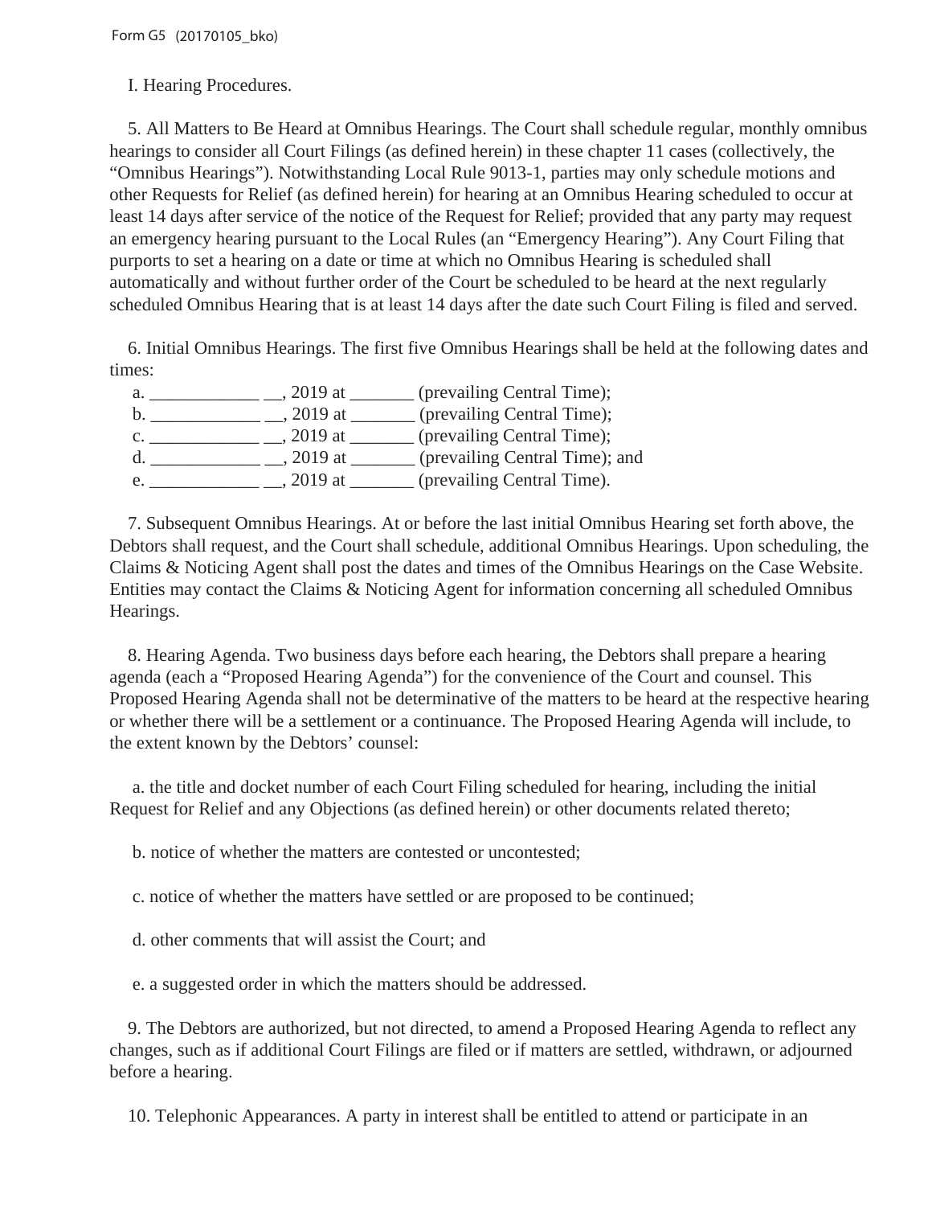I. Hearing Procedures.

5. All Matters to Be Heard at Omnibus Hearings. The Court shall schedule regular, monthly omnibus hearings to consider all Court Filings (as defined herein) in these chapter 11 cases (collectively, the "Omnibus Hearings"). Notwithstanding Local Rule 9013-1, parties may only schedule motions and other Requests for Relief (as defined herein) for hearing at an Omnibus Hearing scheduled to occur at least 14 days after service of the notice of the Request for Relief; provided that any party may request an emergency hearing pursuant to the Local Rules (an "Emergency Hearing"). Any Court Filing that purports to set a hearing on a date or time at which no Omnibus Hearing is scheduled shall automatically and without further order of the Court be scheduled to be heard at the next regularly scheduled Omnibus Hearing that is at least 14 days after the date such Court Filing is filed and served.

6. Initial Omnibus Hearings. The first five Omnibus Hearings shall be held at the following dates and times:

a. ____________ __, 2019 at _______ (prevailing Central Time);
b. ____________ __, 2019 at _______ (prevailing Central Time);
c. ____________ __, 2019 at _______ (prevailing Central Time);
d. ____________ __, 2019 at _______ (prevailing Central Time); and
e. ____________ __, 2019 at _______ (prevailing Central Time).

7. Subsequent Omnibus Hearings. At or before the last initial Omnibus Hearing set forth above, the Debtors shall request, and the Court shall schedule, additional Omnibus Hearings. Upon scheduling, the Claims & Noticing Agent shall post the dates and times of the Omnibus Hearings on the Case Website. Entities may contact the Claims & Noticing Agent for information concerning all scheduled Omnibus Hearings.

8. Hearing Agenda. Two business days before each hearing, the Debtors shall prepare a hearing agenda (each a "Proposed Hearing Agenda") for the convenience of the Court and counsel. This Proposed Hearing Agenda shall not be determinative of the matters to be heard at the respective hearing or whether there will be a settlement or a continuance. The Proposed Hearing Agenda will include, to the extent known by the Debtors' counsel:

a. the title and docket number of each Court Filing scheduled for hearing, including the initial Request for Relief and any Objections (as defined herein) or other documents related thereto;

b. notice of whether the matters are contested or uncontested;

c. notice of whether the matters have settled or are proposed to be continued;

d. other comments that will assist the Court; and

e. a suggested order in which the matters should be addressed.

9. The Debtors are authorized, but not directed, to amend a Proposed Hearing Agenda to reflect any changes, such as if additional Court Filings are filed or if matters are settled, withdrawn, or adjourned before a hearing.

10. Telephonic Appearances. A party in interest shall be entitled to attend or participate in an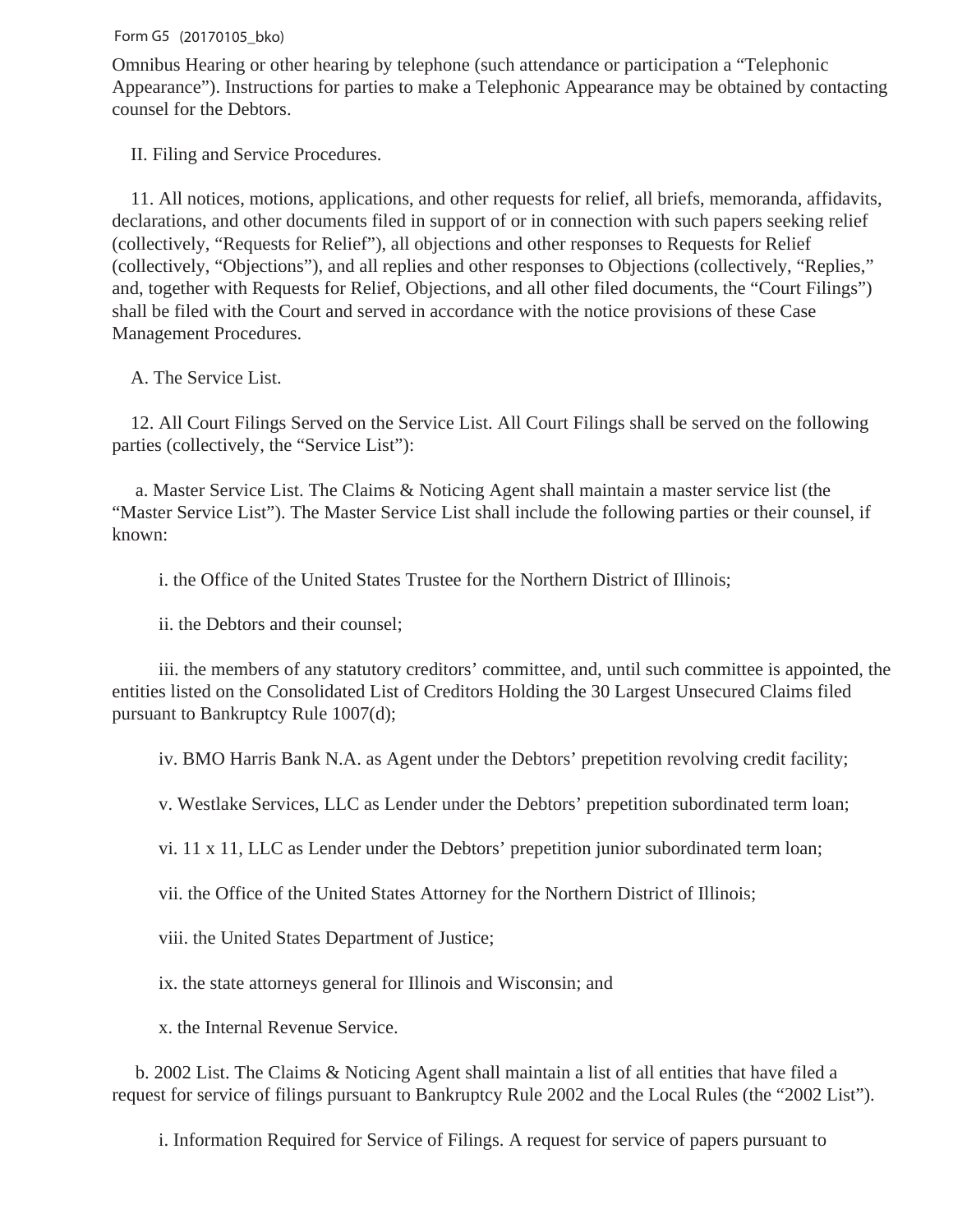Omnibus Hearing or other hearing by telephone (such attendance or participation a "Telephonic Appearance"). Instructions for parties to make a Telephonic Appearance may be obtained by contacting counsel for the Debtors.

II. Filing and Service Procedures.

11. All notices, motions, applications, and other requests for relief, all briefs, memoranda, affidavits, declarations, and other documents filed in support of or in connection with such papers seeking relief (collectively, "Requests for Relief"), all objections and other responses to Requests for Relief (collectively, "Objections"), and all replies and other responses to Objections (collectively, "Replies," and, together with Requests for Relief, Objections, and all other filed documents, the "Court Filings") shall be filed with the Court and served in accordance with the notice provisions of these Case Management Procedures.

A. The Service List.

12. All Court Filings Served on the Service List. All Court Filings shall be served on the following parties (collectively, the "Service List"):

a. Master Service List. The Claims & Noticing Agent shall maintain a master service list (the "Master Service List"). The Master Service List shall include the following parties or their counsel, if known:

i. the Office of the United States Trustee for the Northern District of Illinois;

ii. the Debtors and their counsel;

iii. the members of any statutory creditors' committee, and, until such committee is appointed, the entities listed on the Consolidated List of Creditors Holding the 30 Largest Unsecured Claims filed pursuant to Bankruptcy Rule 1007(d);

iv. BMO Harris Bank N.A. as Agent under the Debtors' prepetition revolving credit facility;

v. Westlake Services, LLC as Lender under the Debtors' prepetition subordinated term loan;

vi. 11 x 11, LLC as Lender under the Debtors' prepetition junior subordinated term loan;

vii. the Office of the United States Attorney for the Northern District of Illinois;

viii. the United States Department of Justice;

ix. the state attorneys general for Illinois and Wisconsin; and

x. the Internal Revenue Service.

b. 2002 List. The Claims & Noticing Agent shall maintain a list of all entities that have filed a request for service of filings pursuant to Bankruptcy Rule 2002 and the Local Rules (the "2002 List").

i. Information Required for Service of Filings. A request for service of papers pursuant to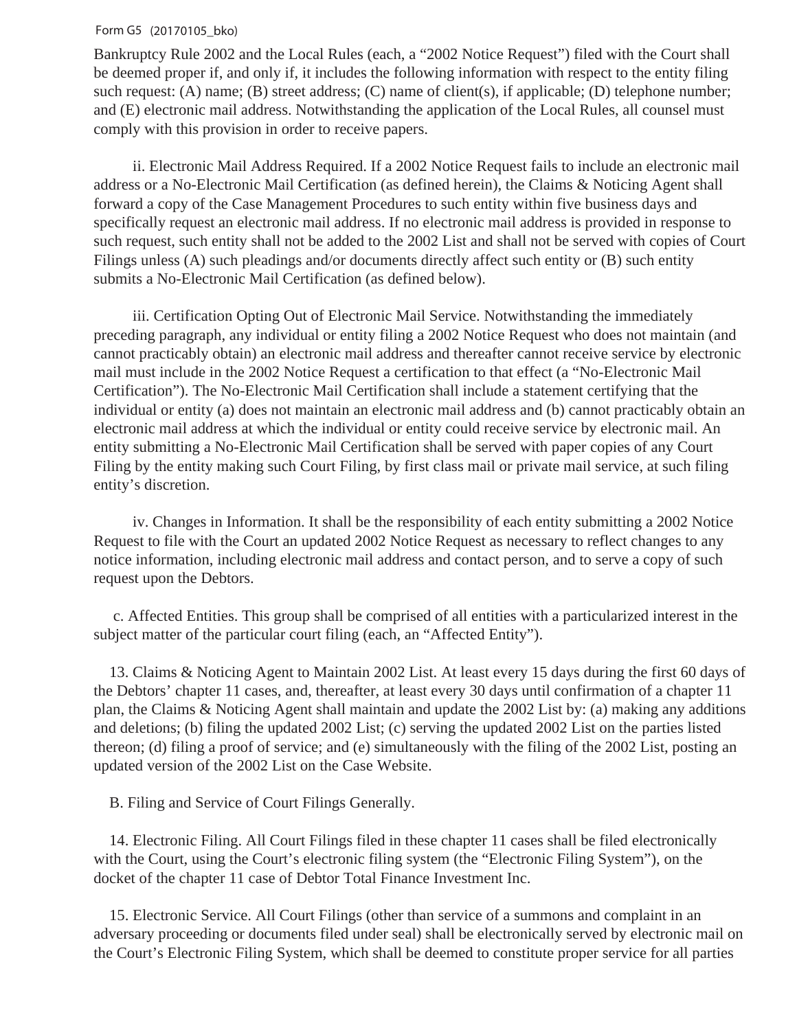Bankruptcy Rule 2002 and the Local Rules (each, a "2002 Notice Request") filed with the Court shall be deemed proper if, and only if, it includes the following information with respect to the entity filing such request: (A) name; (B) street address; (C) name of client(s), if applicable; (D) telephone number; and (E) electronic mail address. Notwithstanding the application of the Local Rules, all counsel must comply with this provision in order to receive papers.

ii. Electronic Mail Address Required. If a 2002 Notice Request fails to include an electronic mail address or a No-Electronic Mail Certification (as defined herein), the Claims & Noticing Agent shall forward a copy of the Case Management Procedures to such entity within five business days and specifically request an electronic mail address. If no electronic mail address is provided in response to such request, such entity shall not be added to the 2002 List and shall not be served with copies of Court Filings unless (A) such pleadings and/or documents directly affect such entity or (B) such entity submits a No-Electronic Mail Certification (as defined below).

iii. Certification Opting Out of Electronic Mail Service. Notwithstanding the immediately preceding paragraph, any individual or entity filing a 2002 Notice Request who does not maintain (and cannot practicably obtain) an electronic mail address and thereafter cannot receive service by electronic mail must include in the 2002 Notice Request a certification to that effect (a "No-Electronic Mail Certification"). The No-Electronic Mail Certification shall include a statement certifying that the individual or entity (a) does not maintain an electronic mail address and (b) cannot practicably obtain an electronic mail address at which the individual or entity could receive service by electronic mail. An entity submitting a No-Electronic Mail Certification shall be served with paper copies of any Court Filing by the entity making such Court Filing, by first class mail or private mail service, at such filing entity's discretion.

iv. Changes in Information. It shall be the responsibility of each entity submitting a 2002 Notice Request to file with the Court an updated 2002 Notice Request as necessary to reflect changes to any notice information, including electronic mail address and contact person, and to serve a copy of such request upon the Debtors.

c. Affected Entities. This group shall be comprised of all entities with a particularized interest in the subject matter of the particular court filing (each, an "Affected Entity").

13. Claims & Noticing Agent to Maintain 2002 List. At least every 15 days during the first 60 days of the Debtors' chapter 11 cases, and, thereafter, at least every 30 days until confirmation of a chapter 11 plan, the Claims & Noticing Agent shall maintain and update the 2002 List by: (a) making any additions and deletions; (b) filing the updated 2002 List; (c) serving the updated 2002 List on the parties listed thereon; (d) filing a proof of service; and (e) simultaneously with the filing of the 2002 List, posting an updated version of the 2002 List on the Case Website.

B. Filing and Service of Court Filings Generally.

14. Electronic Filing. All Court Filings filed in these chapter 11 cases shall be filed electronically with the Court, using the Court's electronic filing system (the "Electronic Filing System"), on the docket of the chapter 11 case of Debtor Total Finance Investment Inc.

15. Electronic Service. All Court Filings (other than service of a summons and complaint in an adversary proceeding or documents filed under seal) shall be electronically served by electronic mail on the Court's Electronic Filing System, which shall be deemed to constitute proper service for all parties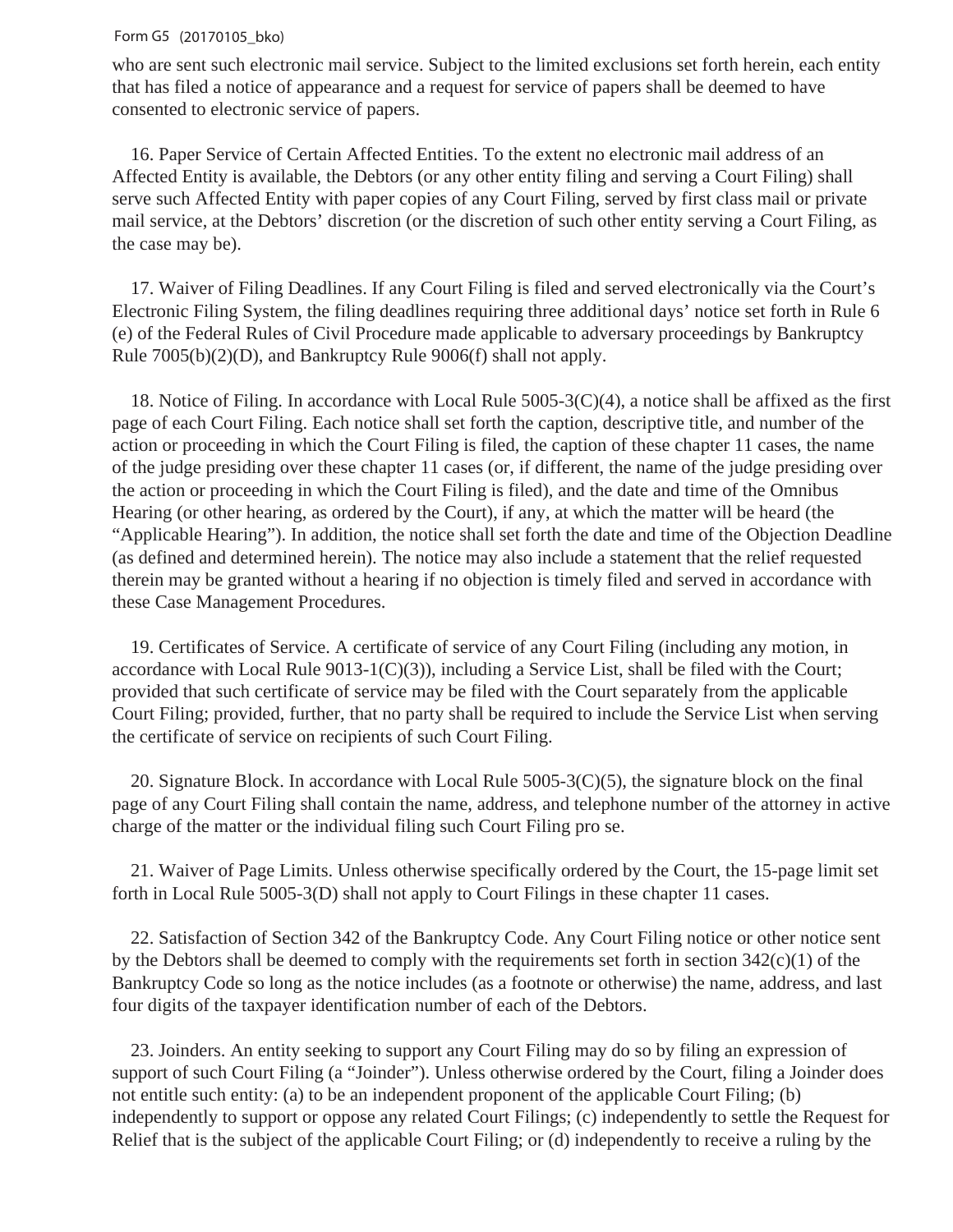who are sent such electronic mail service. Subject to the limited exclusions set forth herein, each entity that has filed a notice of appearance and a request for service of papers shall be deemed to have consented to electronic service of papers.

16. Paper Service of Certain Affected Entities. To the extent no electronic mail address of an Affected Entity is available, the Debtors (or any other entity filing and serving a Court Filing) shall serve such Affected Entity with paper copies of any Court Filing, served by first class mail or private mail service, at the Debtors' discretion (or the discretion of such other entity serving a Court Filing, as the case may be).

17. Waiver of Filing Deadlines. If any Court Filing is filed and served electronically via the Court's Electronic Filing System, the filing deadlines requiring three additional days' notice set forth in Rule 6 (e) of the Federal Rules of Civil Procedure made applicable to adversary proceedings by Bankruptcy Rule 7005(b)(2)(D), and Bankruptcy Rule 9006(f) shall not apply.

18. Notice of Filing. In accordance with Local Rule 5005-3(C)(4), a notice shall be affixed as the first page of each Court Filing. Each notice shall set forth the caption, descriptive title, and number of the action or proceeding in which the Court Filing is filed, the caption of these chapter 11 cases, the name of the judge presiding over these chapter 11 cases (or, if different, the name of the judge presiding over the action or proceeding in which the Court Filing is filed), and the date and time of the Omnibus Hearing (or other hearing, as ordered by the Court), if any, at which the matter will be heard (the "Applicable Hearing"). In addition, the notice shall set forth the date and time of the Objection Deadline (as defined and determined herein). The notice may also include a statement that the relief requested therein may be granted without a hearing if no objection is timely filed and served in accordance with these Case Management Procedures.

19. Certificates of Service. A certificate of service of any Court Filing (including any motion, in accordance with Local Rule 9013-1(C)(3)), including a Service List, shall be filed with the Court; provided that such certificate of service may be filed with the Court separately from the applicable Court Filing; provided, further, that no party shall be required to include the Service List when serving the certificate of service on recipients of such Court Filing.

20. Signature Block. In accordance with Local Rule 5005-3(C)(5), the signature block on the final page of any Court Filing shall contain the name, address, and telephone number of the attorney in active charge of the matter or the individual filing such Court Filing pro se.

21. Waiver of Page Limits. Unless otherwise specifically ordered by the Court, the 15-page limit set forth in Local Rule 5005-3(D) shall not apply to Court Filings in these chapter 11 cases.

22. Satisfaction of Section 342 of the Bankruptcy Code. Any Court Filing notice or other notice sent by the Debtors shall be deemed to comply with the requirements set forth in section 342(c)(1) of the Bankruptcy Code so long as the notice includes (as a footnote or otherwise) the name, address, and last four digits of the taxpayer identification number of each of the Debtors.

23. Joinders. An entity seeking to support any Court Filing may do so by filing an expression of support of such Court Filing (a "Joinder"). Unless otherwise ordered by the Court, filing a Joinder does not entitle such entity: (a) to be an independent proponent of the applicable Court Filing; (b) independently to support or oppose any related Court Filings; (c) independently to settle the Request for Relief that is the subject of the applicable Court Filing; or (d) independently to receive a ruling by the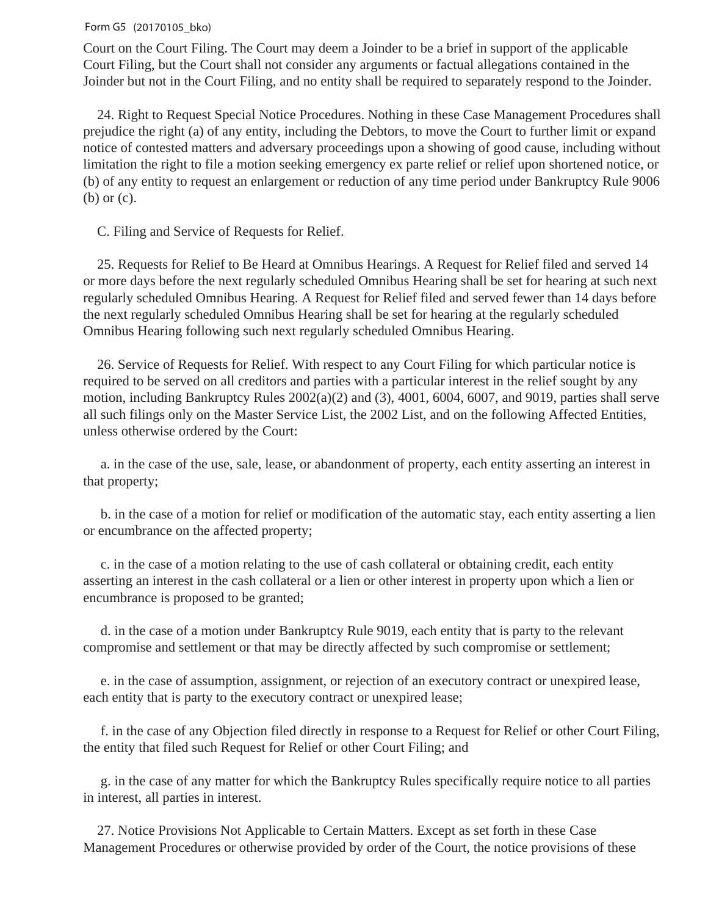Court on the Court Filing. The Court may deem a Joinder to be a brief in support of the applicable Court Filing, but the Court shall not consider any arguments or factual allegations contained in the Joinder but not in the Court Filing, and no entity shall be required to separately respond to the Joinder.

24. Right to Request Special Notice Procedures. Nothing in these Case Management Procedures shall prejudice the right (a) of any entity, including the Debtors, to move the Court to further limit or expand notice of contested matters and adversary proceedings upon a showing of good cause, including without limitation the right to file a motion seeking emergency ex parte relief or relief upon shortened notice, or (b) of any entity to request an enlargement or reduction of any time period under Bankruptcy Rule 9006 (b) or (c).

C. Filing and Service of Requests for Relief.

25. Requests for Relief to Be Heard at Omnibus Hearings. A Request for Relief filed and served 14 or more days before the next regularly scheduled Omnibus Hearing shall be set for hearing at such next regularly scheduled Omnibus Hearing. A Request for Relief filed and served fewer than 14 days before the next regularly scheduled Omnibus Hearing shall be set for hearing at the regularly scheduled Omnibus Hearing following such next regularly scheduled Omnibus Hearing.

26. Service of Requests for Relief. With respect to any Court Filing for which particular notice is required to be served on all creditors and parties with a particular interest in the relief sought by any motion, including Bankruptcy Rules 2002(a)(2) and (3), 4001, 6004, 6007, and 9019, parties shall serve all such filings only on the Master Service List, the 2002 List, and on the following Affected Entities, unless otherwise ordered by the Court:

a. in the case of the use, sale, lease, or abandonment of property, each entity asserting an interest in that property;

b. in the case of a motion for relief or modification of the automatic stay, each entity asserting a lien or encumbrance on the affected property;

c. in the case of a motion relating to the use of cash collateral or obtaining credit, each entity asserting an interest in the cash collateral or a lien or other interest in property upon which a lien or encumbrance is proposed to be granted;

d. in the case of a motion under Bankruptcy Rule 9019, each entity that is party to the relevant compromise and settlement or that may be directly affected by such compromise or settlement;

e. in the case of assumption, assignment, or rejection of an executory contract or unexpired lease, each entity that is party to the executory contract or unexpired lease;

f. in the case of any Objection filed directly in response to a Request for Relief or other Court Filing, the entity that filed such Request for Relief or other Court Filing; and

g. in the case of any matter for which the Bankruptcy Rules specifically require notice to all parties in interest, all parties in interest.

27. Notice Provisions Not Applicable to Certain Matters. Except as set forth in these Case Management Procedures or otherwise provided by order of the Court, the notice provisions of these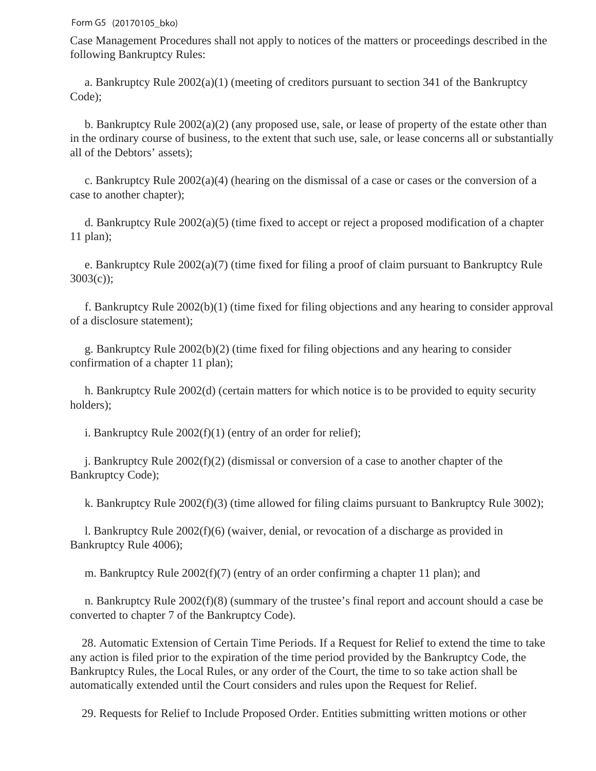Case Management Procedures shall not apply to notices of the matters or proceedings described in the following Bankruptcy Rules:

a. Bankruptcy Rule 2002(a)(1) (meeting of creditors pursuant to section 341 of the Bankruptcy Code);

b. Bankruptcy Rule 2002(a)(2) (any proposed use, sale, or lease of property of the estate other than in the ordinary course of business, to the extent that such use, sale, or lease concerns all or substantially all of the Debtors' assets);

c. Bankruptcy Rule 2002(a)(4) (hearing on the dismissal of a case or cases or the conversion of a case to another chapter);

d. Bankruptcy Rule 2002(a)(5) (time fixed to accept or reject a proposed modification of a chapter 11 plan);

e. Bankruptcy Rule 2002(a)(7) (time fixed for filing a proof of claim pursuant to Bankruptcy Rule 3003(c));

f. Bankruptcy Rule 2002(b)(1) (time fixed for filing objections and any hearing to consider approval of a disclosure statement);

g. Bankruptcy Rule 2002(b)(2) (time fixed for filing objections and any hearing to consider confirmation of a chapter 11 plan);

h. Bankruptcy Rule 2002(d) (certain matters for which notice is to be provided to equity security holders);

i. Bankruptcy Rule 2002(f)(1) (entry of an order for relief);

j. Bankruptcy Rule 2002(f)(2) (dismissal or conversion of a case to another chapter of the Bankruptcy Code);

k. Bankruptcy Rule 2002(f)(3) (time allowed for filing claims pursuant to Bankruptcy Rule 3002);

l. Bankruptcy Rule 2002(f)(6) (waiver, denial, or revocation of a discharge as provided in Bankruptcy Rule 4006);

m. Bankruptcy Rule 2002(f)(7) (entry of an order confirming a chapter 11 plan); and

n. Bankruptcy Rule 2002(f)(8) (summary of the trustee's final report and account should a case be converted to chapter 7 of the Bankruptcy Code).

28. Automatic Extension of Certain Time Periods. If a Request for Relief to extend the time to take any action is filed prior to the expiration of the time period provided by the Bankruptcy Code, the Bankruptcy Rules, the Local Rules, or any order of the Court, the time to so take action shall be automatically extended until the Court considers and rules upon the Request for Relief.

29. Requests for Relief to Include Proposed Order. Entities submitting written motions or other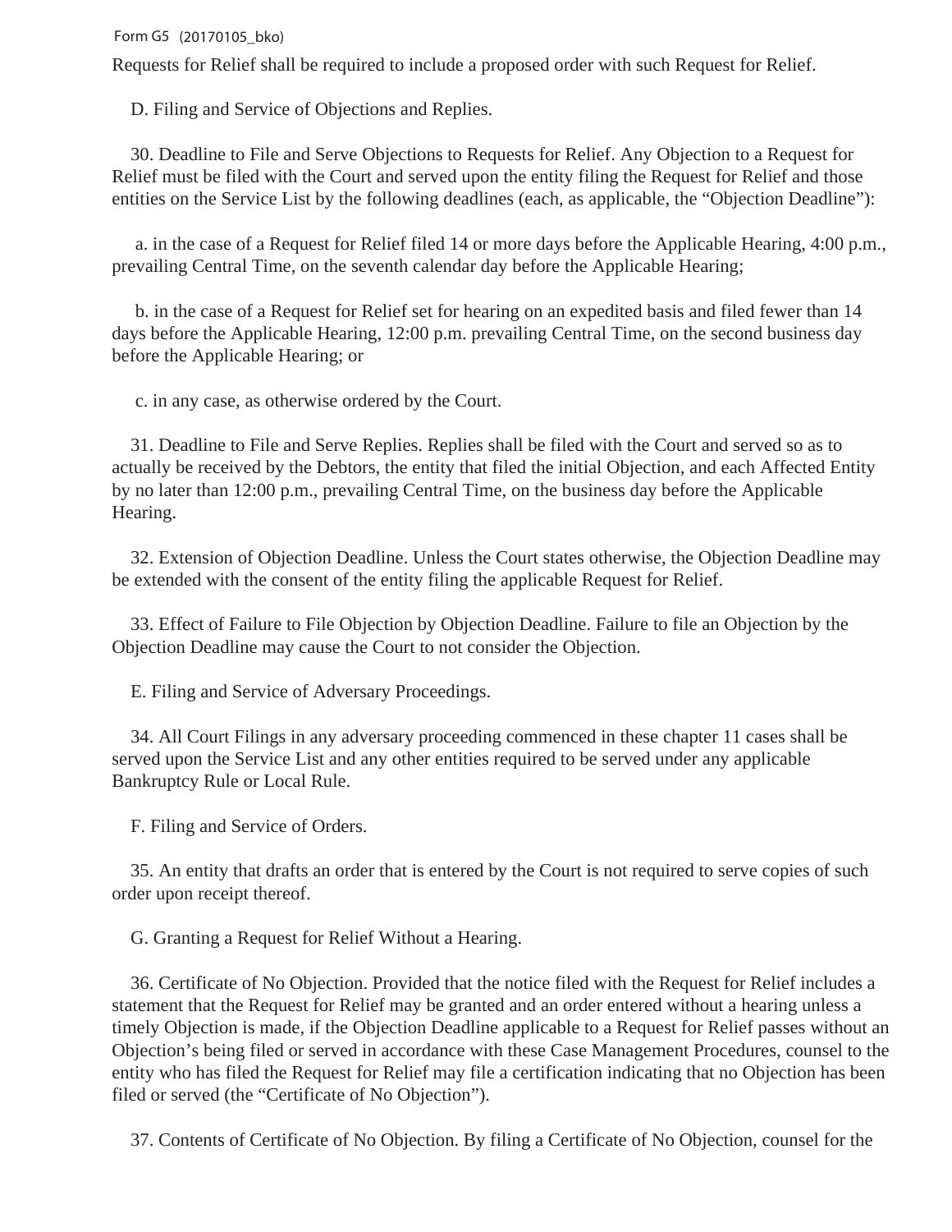Requests for Relief shall be required to include a proposed order with such Request for Relief.

D. Filing and Service of Objections and Replies.

30. Deadline to File and Serve Objections to Requests for Relief. Any Objection to a Request for Relief must be filed with the Court and served upon the entity filing the Request for Relief and those entities on the Service List by the following deadlines (each, as applicable, the "Objection Deadline"):

a. in the case of a Request for Relief filed 14 or more days before the Applicable Hearing, 4:00 p.m., prevailing Central Time, on the seventh calendar day before the Applicable Hearing;

b. in the case of a Request for Relief set for hearing on an expedited basis and filed fewer than 14 days before the Applicable Hearing, 12:00 p.m. prevailing Central Time, on the second business day before the Applicable Hearing; or

c. in any case, as otherwise ordered by the Court.

31. Deadline to File and Serve Replies. Replies shall be filed with the Court and served so as to actually be received by the Debtors, the entity that filed the initial Objection, and each Affected Entity by no later than 12:00 p.m., prevailing Central Time, on the business day before the Applicable Hearing.

32. Extension of Objection Deadline. Unless the Court states otherwise, the Objection Deadline may be extended with the consent of the entity filing the applicable Request for Relief.

33. Effect of Failure to File Objection by Objection Deadline. Failure to file an Objection by the Objection Deadline may cause the Court to not consider the Objection.

E. Filing and Service of Adversary Proceedings.

34. All Court Filings in any adversary proceeding commenced in these chapter 11 cases shall be served upon the Service List and any other entities required to be served under any applicable Bankruptcy Rule or Local Rule.

F. Filing and Service of Orders.

35. An entity that drafts an order that is entered by the Court is not required to serve copies of such order upon receipt thereof.

G. Granting a Request for Relief Without a Hearing.

36. Certificate of No Objection. Provided that the notice filed with the Request for Relief includes a statement that the Request for Relief may be granted and an order entered without a hearing unless a timely Objection is made, if the Objection Deadline applicable to a Request for Relief passes without an Objection's being filed or served in accordance with these Case Management Procedures, counsel to the entity who has filed the Request for Relief may file a certification indicating that no Objection has been filed or served (the "Certificate of No Objection").

37. Contents of Certificate of No Objection. By filing a Certificate of No Objection, counsel for the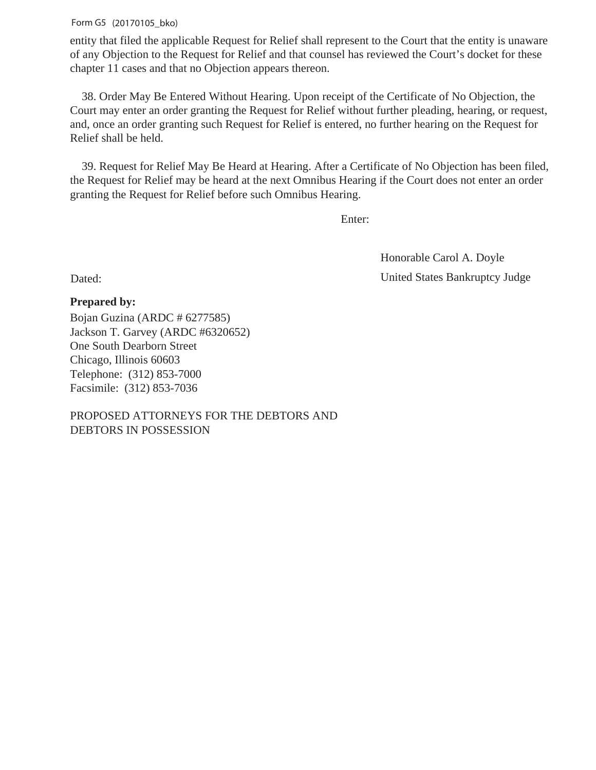entity that filed the applicable Request for Relief shall represent to the Court that the entity is unaware of any Objection to the Request for Relief and that counsel has reviewed the Court's docket for these chapter 11 cases and that no Objection appears thereon.

38. Order May Be Entered Without Hearing. Upon receipt of the Certificate of No Objection, the Court may enter an order granting the Request for Relief without further pleading, hearing, or request, and, once an order granting such Request for Relief is entered, no further hearing on the Request for Relief shall be held.

39. Request for Relief May Be Heard at Hearing. After a Certificate of No Objection has been filed, the Request for Relief may be heard at the next Omnibus Hearing if the Court does not enter an order granting the Request for Relief before such Omnibus Hearing.

Enter:

Honorable Carol A. Doyle
United States Bankruptcy Judge

Dated:

**Prepared by:**
Bojan Guzina (ARDC # 6277585)
Jackson T. Garvey (ARDC #6320652)
One South Dearborn Street
Chicago, Illinois 60603
Telephone: (312) 853-7000
Facsimile: (312) 853-7036

PROPOSED ATTORNEYS FOR THE DEBTORS AND DEBTORS IN POSSESSION